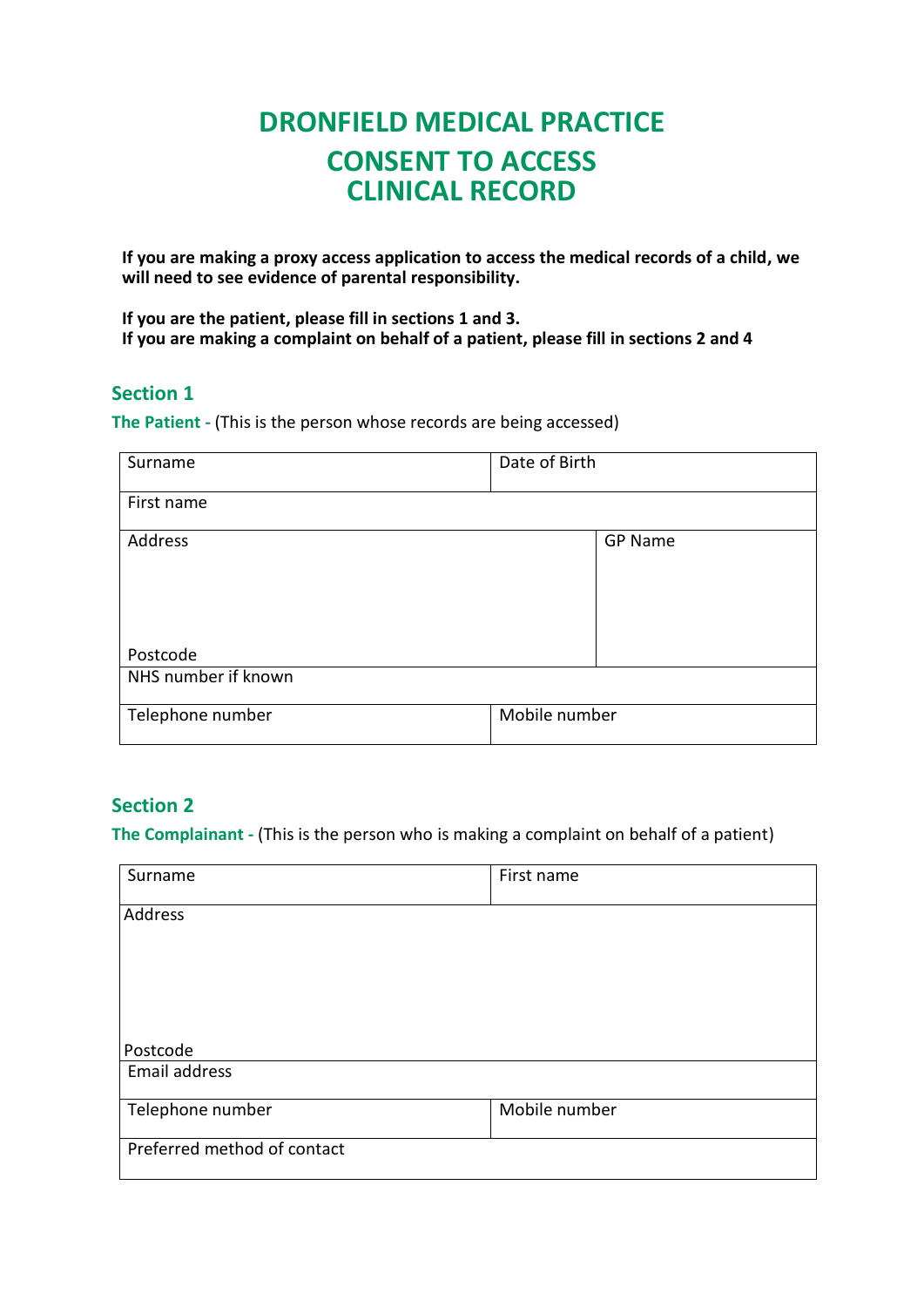# DRONFIELD MEDICAL PRACTICE
# CONSENT TO ACCESS CLINICAL RECORD

**If you are making a proxy access application to access the medical records of a child, we will need to see evidence of parental responsibility.**

**If you are the patient, please fill in sections 1 and 3.**
**If you are making a complaint on behalf of a patient, please fill in sections 2 and 4**

## Section 1

**The Patient -** (This is the person whose records are being accessed)

| Surname | Date of Birth |
|---|---|
| First name | |
| Address<br><br><br><br>Postcode | GP Name |
| NHS number if known | |
| Telephone number | Mobile number |

## Section 2

**The Complainant -** (This is the person who is making a complaint on behalf of a patient)

| Surname | First name |
|---|---|
| Address<br><br><br><br>Postcode | |
| Email address | |
| Telephone number | Mobile number |
| Preferred method of contact | |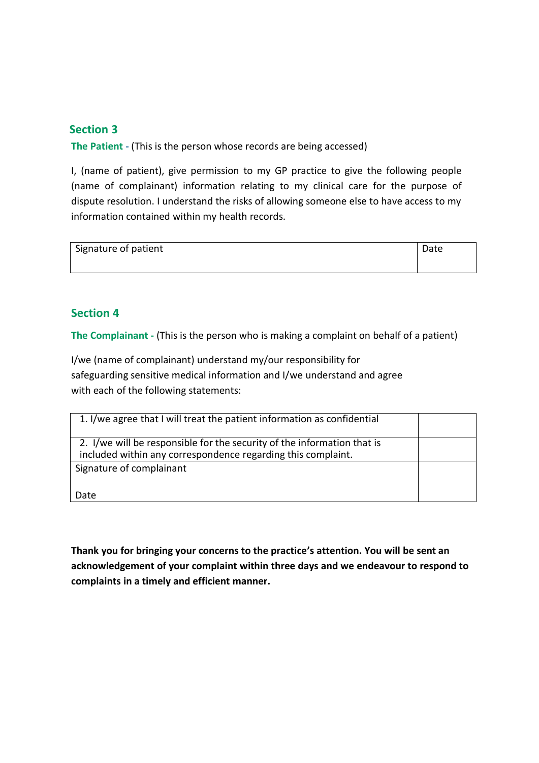## Section 3

**The Patient -** (This is the person whose records are being accessed)

I, (name of patient), give permission to my GP practice to give the following people (name of complainant) information relating to my clinical care for the purpose of dispute resolution. I understand the risks of allowing someone else to have access to my information contained within my health records.

| | |
|---|---|
| Signature of patient | Date |

## Section 4

**The Complainant -** (This is the person who is making a complaint on behalf of a patient)

I/we (name of complainant) understand my/our responsibility for safeguarding sensitive medical information and I/we understand and agree with each of the following statements:

| | |
|---|---|
| 1. I/we agree that I will treat the patient information as confidential | |
| 2. I/we will be responsible for the security of the information that is included within any correspondence regarding this complaint. | |
| Signature of complainant<br><br>Date | |

**Thank you for bringing your concerns to the practice's attention. You will be sent an acknowledgement of your complaint within three days and we endeavour to respond to complaints in a timely and efficient manner.**